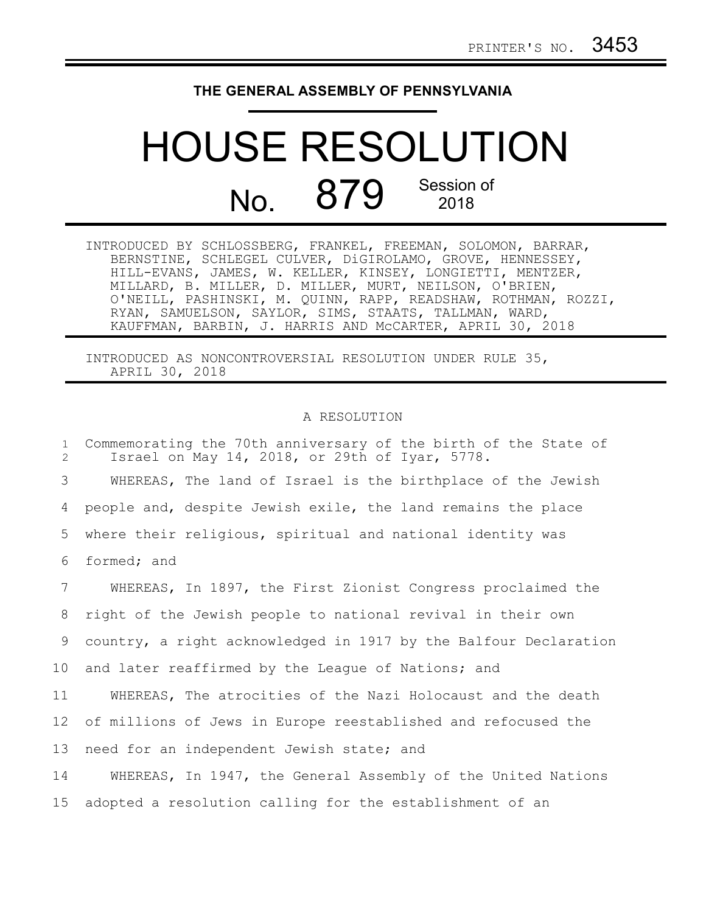PRINTER'S NO. 3453

THE GENERAL ASSEMBLY OF PENNSYLVANIA

# HOUSE RESOLUTION

## No. 879 Session of 2018

INTRODUCED BY SCHLOSSBERG, FRANKEL, FREEMAN, SOLOMON, BARRAR, BERNSTINE, SCHLEGEL CULVER, DiGIROLAMO, GROVE, HENNESSEY, HILL-EVANS, JAMES, W. KELLER, KINSEY, LONGIETTI, MENTZER, MILLARD, B. MILLER, D. MILLER, MURT, NEILSON, O'BRIEN, O'NEILL, PASHINSKI, M. QUINN, RAPP, READSHAW, ROTHMAN, ROZZI, RYAN, SAMUELSON, SAYLOR, SIMS, STAATS, TALLMAN, WARD, KAUFFMAN, BARBIN, J. HARRIS AND McCARTER, APRIL 30, 2018

INTRODUCED AS NONCONTROVERSIAL RESOLUTION UNDER RULE 35, APRIL 30, 2018

A RESOLUTION

Commemorating the 70th anniversary of the birth of the State of Israel on May 14, 2018, or 29th of Iyar, 5778.

WHEREAS, The land of Israel is the birthplace of the Jewish people and, despite Jewish exile, the land remains the place where their religious, spiritual and national identity was formed; and

WHEREAS, In 1897, the First Zionist Congress proclaimed the right of the Jewish people to national revival in their own country, a right acknowledged in 1917 by the Balfour Declaration and later reaffirmed by the League of Nations; and

WHEREAS, The atrocities of the Nazi Holocaust and the death of millions of Jews in Europe reestablished and refocused the need for an independent Jewish state; and

WHEREAS, In 1947, the General Assembly of the United Nations adopted a resolution calling for the establishment of an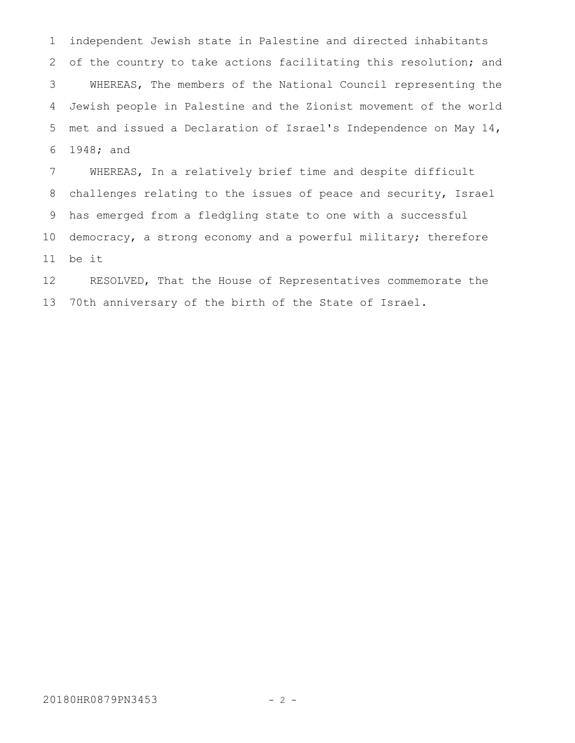independent Jewish state in Palestine and directed inhabitants of the country to take actions facilitating this resolution; and

WHEREAS, The members of the National Council representing the Jewish people in Palestine and the Zionist movement of the world met and issued a Declaration of Israel's Independence on May 14, 1948; and

WHEREAS, In a relatively brief time and despite difficult challenges relating to the issues of peace and security, Israel has emerged from a fledgling state to one with a successful democracy, a strong economy and a powerful military; therefore be it

RESOLVED, That the House of Representatives commemorate the 70th anniversary of the birth of the State of Israel.